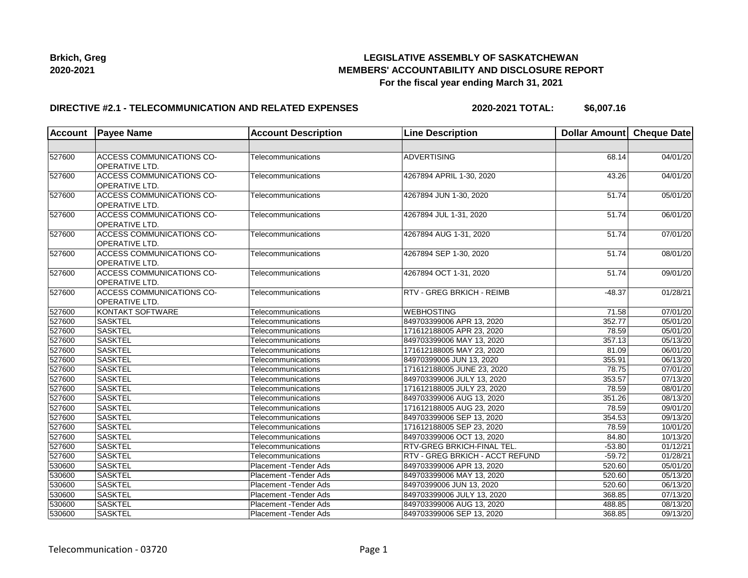**Brkich, Greg**
**2020-2021**

**LEGISLATIVE ASSEMBLY OF SASKATCHEWAN**
**MEMBERS' ACCOUNTABILITY AND DISCLOSURE REPORT**
**For the fiscal year ending March 31, 2021**

**DIRECTIVE #2.1 - TELECOMMUNICATION AND RELATED EXPENSES** **2020-2021 TOTAL: $6,007.16**

| Account | Payee Name | Account Description | Line Description | Dollar Amount | Cheque Date |
|---|---|---|---|---|---|
| | | | | | |
| 527600 | ACCESS COMMUNICATIONS CO-OPERATIVE LTD. | Telecommunications | ADVERTISING | 68.14 | 04/01/20 |
| 527600 | ACCESS COMMUNICATIONS CO-OPERATIVE LTD. | Telecommunications | 4267894 APRIL 1-30, 2020 | 43.26 | 04/01/20 |
| 527600 | ACCESS COMMUNICATIONS CO-OPERATIVE LTD. | Telecommunications | 4267894 JUN 1-30, 2020 | 51.74 | 05/01/20 |
| 527600 | ACCESS COMMUNICATIONS CO-OPERATIVE LTD. | Telecommunications | 4267894 JUL 1-31, 2020 | 51.74 | 06/01/20 |
| 527600 | ACCESS COMMUNICATIONS CO-OPERATIVE LTD. | Telecommunications | 4267894 AUG 1-31, 2020 | 51.74 | 07/01/20 |
| 527600 | ACCESS COMMUNICATIONS CO-OPERATIVE LTD. | Telecommunications | 4267894 SEP 1-30, 2020 | 51.74 | 08/01/20 |
| 527600 | ACCESS COMMUNICATIONS CO-OPERATIVE LTD. | Telecommunications | 4267894 OCT 1-31, 2020 | 51.74 | 09/01/20 |
| 527600 | ACCESS COMMUNICATIONS CO-OPERATIVE LTD. | Telecommunications | RTV - GREG BRKICH - REIMB | -48.37 | 01/28/21 |
| 527600 | KONTAKT SOFTWARE | Telecommunications | WEBHOSTING | 71.58 | 07/01/20 |
| 527600 | SASKTEL | Telecommunications | 849703399006 APR 13, 2020 | 352.77 | 05/01/20 |
| 527600 | SASKTEL | Telecommunications | 171612188005 APR 23, 2020 | 78.59 | 05/01/20 |
| 527600 | SASKTEL | Telecommunications | 849703399006 MAY 13, 2020 | 357.13 | 05/13/20 |
| 527600 | SASKTEL | Telecommunications | 171612188005 MAY 23, 2020 | 81.09 | 06/01/20 |
| 527600 | SASKTEL | Telecommunications | 84970399006 JUN 13, 2020 | 355.91 | 06/13/20 |
| 527600 | SASKTEL | Telecommunications | 171612188005 JUNE 23, 2020 | 78.75 | 07/01/20 |
| 527600 | SASKTEL | Telecommunications | 849703399006 JULY 13, 2020 | 353.57 | 07/13/20 |
| 527600 | SASKTEL | Telecommunications | 171612188005 JULY 23, 2020 | 78.59 | 08/01/20 |
| 527600 | SASKTEL | Telecommunications | 849703399006 AUG 13, 2020 | 351.26 | 08/13/20 |
| 527600 | SASKTEL | Telecommunications | 171612188005 AUG 23, 2020 | 78.59 | 09/01/20 |
| 527600 | SASKTEL | Telecommunications | 849703399006 SEP 13, 2020 | 354.53 | 09/13/20 |
| 527600 | SASKTEL | Telecommunications | 171612188005 SEP 23, 2020 | 78.59 | 10/01/20 |
| 527600 | SASKTEL | Telecommunications | 849703399006 OCT 13, 2020 | 84.80 | 10/13/20 |
| 527600 | SASKTEL | Telecommunications | RTV-GREG BRKICH-FINAL TEL. | -53.80 | 01/12/21 |
| 527600 | SASKTEL | Telecommunications | RTV - GREG BRKICH - ACCT REFUND | -59.72 | 01/28/21 |
| 530600 | SASKTEL | Placement -Tender Ads | 849703399006 APR 13, 2020 | 520.60 | 05/01/20 |
| 530600 | SASKTEL | Placement -Tender Ads | 849703399006 MAY 13, 2020 | 520.60 | 05/13/20 |
| 530600 | SASKTEL | Placement -Tender Ads | 84970399006 JUN 13, 2020 | 520.60 | 06/13/20 |
| 530600 | SASKTEL | Placement -Tender Ads | 849703399006 JULY 13, 2020 | 368.85 | 07/13/20 |
| 530600 | SASKTEL | Placement -Tender Ads | 849703399006 AUG 13, 2020 | 488.85 | 08/13/20 |
| 530600 | SASKTEL | Placement -Tender Ads | 849703399006 SEP 13, 2020 | 368.85 | 09/13/20 |

Telecommunication - 03720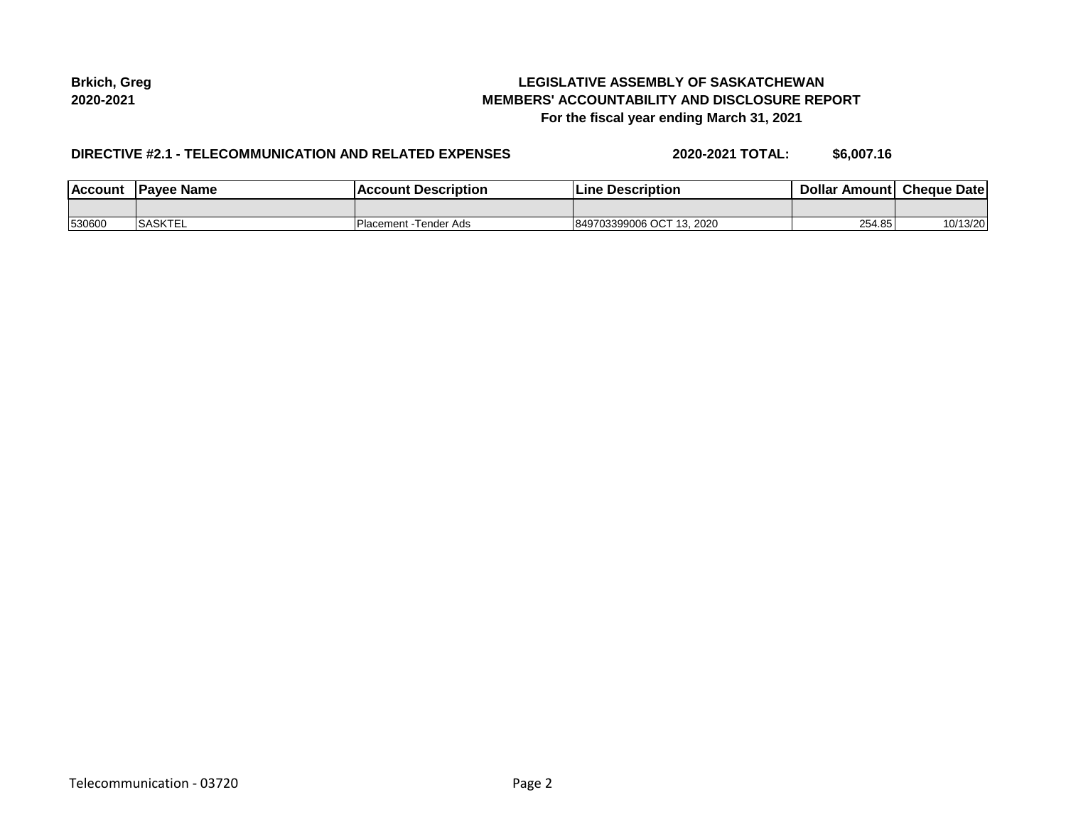**Brkich, Greg**
**2020-2021**

**LEGISLATIVE ASSEMBLY OF SASKATCHEWAN**
**MEMBERS' ACCOUNTABILITY AND DISCLOSURE REPORT**
**For the fiscal year ending March 31, 2021**

**DIRECTIVE #2.1 - TELECOMMUNICATION AND RELATED EXPENSES** **2020-2021 TOTAL: $6,007.16**

| Account | Payee Name | Account Description | Line Description | Dollar Amount | Cheque Date |
|---|---|---|---|---|---|
| | | | | | |
| 530600 | SASKTEL | Placement -Tender Ads | 849703399006 OCT 13, 2020 | 254.85 | 10/13/20 |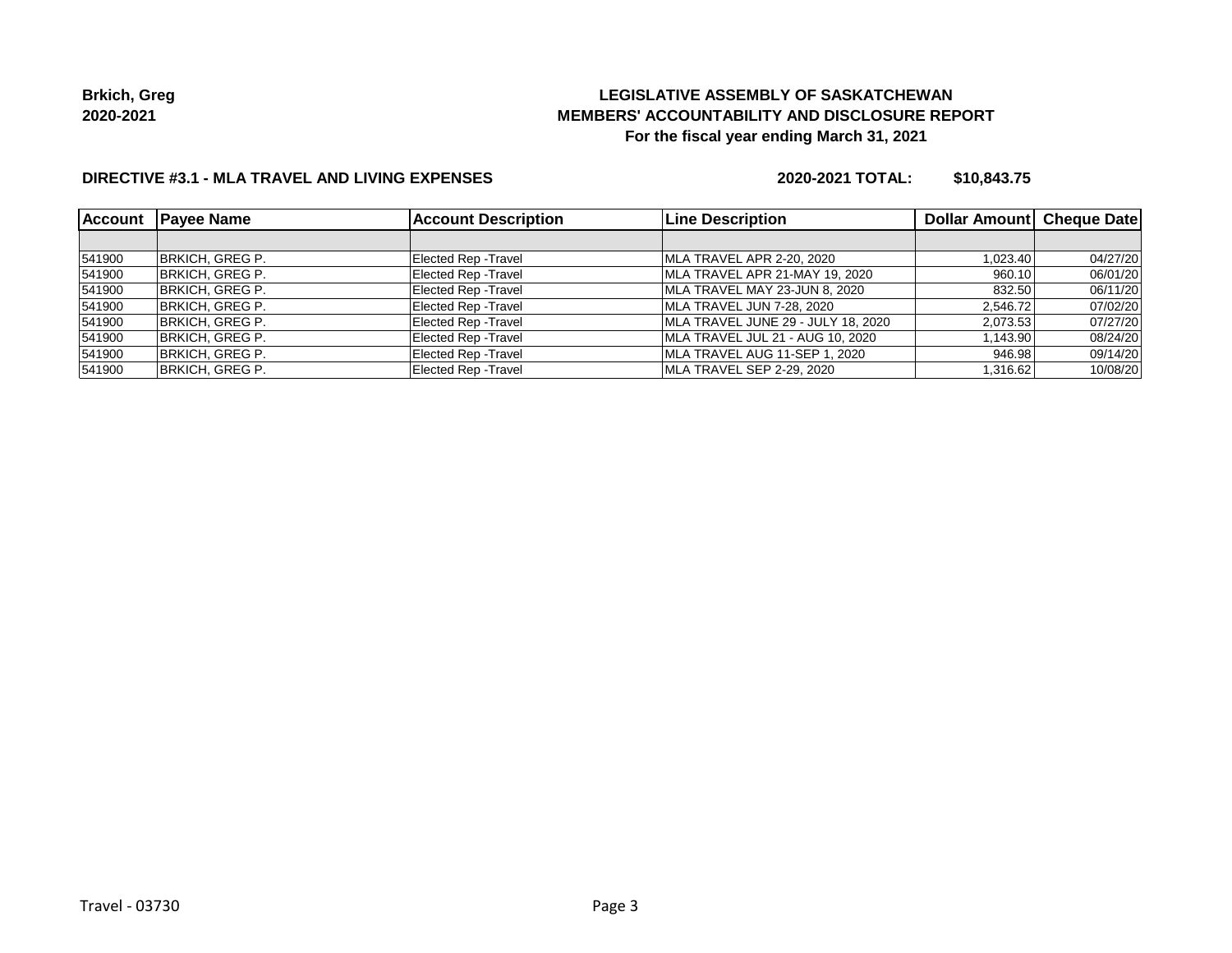**Brkich, Greg**
**2020-2021**

# LEGISLATIVE ASSEMBLY OF SASKATCHEWAN
## MEMBERS' ACCOUNTABILITY AND DISCLOSURE REPORT
### For the fiscal year ending March 31, 2021

**DIRECTIVE #3.1 - MLA TRAVEL AND LIVING EXPENSES** **2020-2021 TOTAL: $10,843.75**

| Account | Payee Name | Account Description | Line Description | Dollar Amount | Cheque Date |
|---|---|---|---|---|---|
| | | | | | |
| 541900 | BRKICH, GREG P. | Elected Rep -Travel | MLA TRAVEL APR 2-20, 2020 | 1,023.40 | 04/27/20 |
| 541900 | BRKICH, GREG P. | Elected Rep -Travel | MLA TRAVEL APR 21-MAY 19, 2020 | 960.10 | 06/01/20 |
| 541900 | BRKICH, GREG P. | Elected Rep -Travel | MLA TRAVEL MAY 23-JUN 8, 2020 | 832.50 | 06/11/20 |
| 541900 | BRKICH, GREG P. | Elected Rep -Travel | MLA TRAVEL JUN 7-28, 2020 | 2,546.72 | 07/02/20 |
| 541900 | BRKICH, GREG P. | Elected Rep -Travel | MLA TRAVEL JUNE 29 - JULY 18, 2020 | 2,073.53 | 07/27/20 |
| 541900 | BRKICH, GREG P. | Elected Rep -Travel | MLA TRAVEL JUL 21 - AUG 10, 2020 | 1,143.90 | 08/24/20 |
| 541900 | BRKICH, GREG P. | Elected Rep -Travel | MLA TRAVEL AUG 11-SEP 1, 2020 | 946.98 | 09/14/20 |
| 541900 | BRKICH, GREG P. | Elected Rep -Travel | MLA TRAVEL SEP 2-29, 2020 | 1,316.62 | 10/08/20 |

Travel - 03730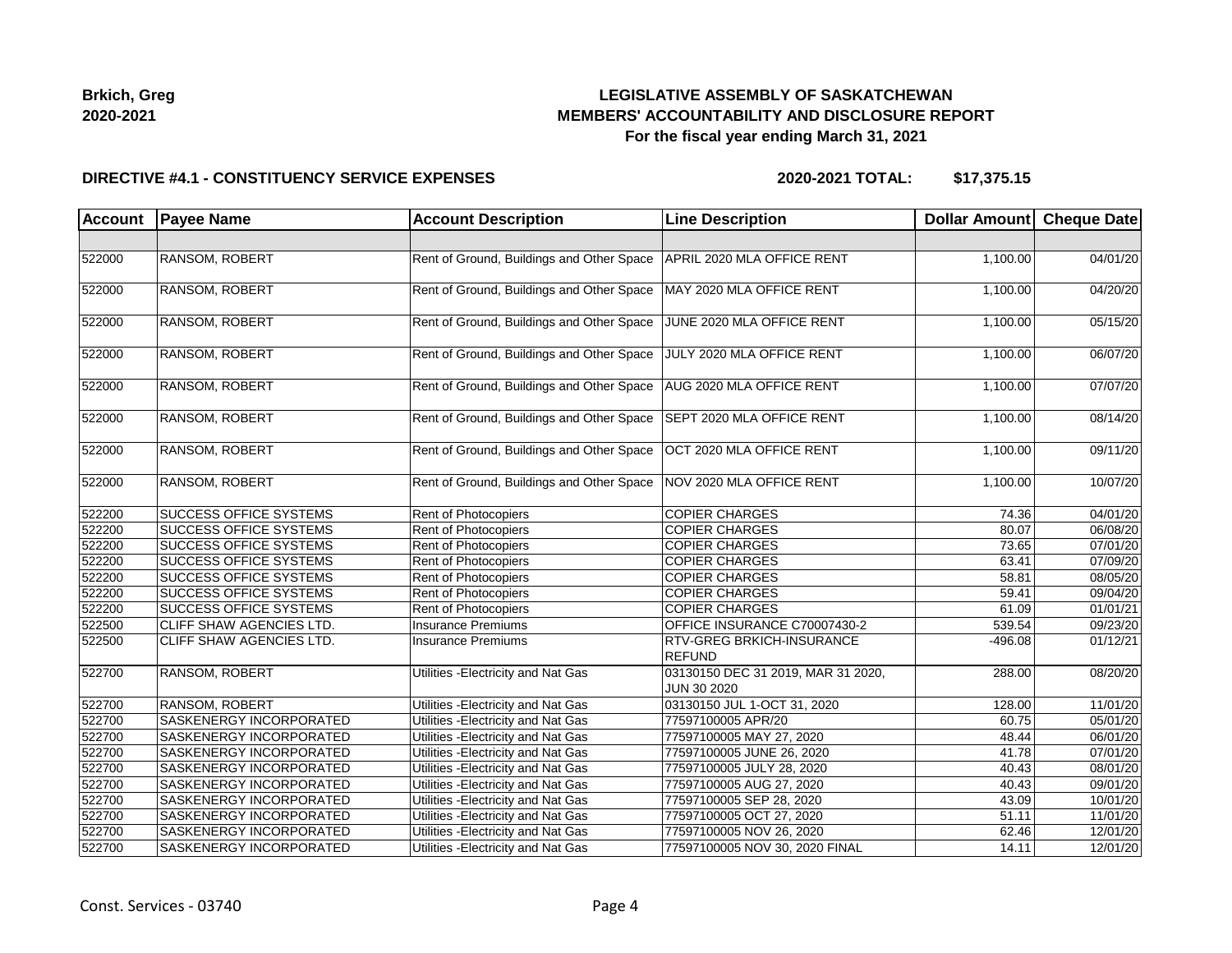**Brkich, Greg**
**2020-2021**

**LEGISLATIVE ASSEMBLY OF SASKATCHEWAN**
**MEMBERS' ACCOUNTABILITY AND DISCLOSURE REPORT**
**For the fiscal year ending March 31, 2021**

**DIRECTIVE #4.1 - CONSTITUENCY SERVICE EXPENSES** | **2020-2021 TOTAL: $17,375.15**

| Account | Payee Name | Account Description | Line Description | Dollar Amount | Cheque Date |
|---|---|---|---|---|---|
| | | | | | |
| 522000 | RANSOM, ROBERT | Rent of Ground, Buildings and Other Space | APRIL 2020 MLA OFFICE RENT | 1,100.00 | 04/01/20 |
| 522000 | RANSOM, ROBERT | Rent of Ground, Buildings and Other Space | MAY 2020 MLA OFFICE RENT | 1,100.00 | 04/20/20 |
| 522000 | RANSOM, ROBERT | Rent of Ground, Buildings and Other Space | JUNE 2020 MLA OFFICE RENT | 1,100.00 | 05/15/20 |
| 522000 | RANSOM, ROBERT | Rent of Ground, Buildings and Other Space | JULY 2020 MLA OFFICE RENT | 1,100.00 | 06/07/20 |
| 522000 | RANSOM, ROBERT | Rent of Ground, Buildings and Other Space | AUG 2020 MLA OFFICE RENT | 1,100.00 | 07/07/20 |
| 522000 | RANSOM, ROBERT | Rent of Ground, Buildings and Other Space | SEPT 2020 MLA OFFICE RENT | 1,100.00 | 08/14/20 |
| 522000 | RANSOM, ROBERT | Rent of Ground, Buildings and Other Space | OCT 2020 MLA OFFICE RENT | 1,100.00 | 09/11/20 |
| 522000 | RANSOM, ROBERT | Rent of Ground, Buildings and Other Space | NOV 2020 MLA OFFICE RENT | 1,100.00 | 10/07/20 |
| 522200 | SUCCESS OFFICE SYSTEMS | Rent of Photocopiers | COPIER CHARGES | 74.36 | 04/01/20 |
| 522200 | SUCCESS OFFICE SYSTEMS | Rent of Photocopiers | COPIER CHARGES | 80.07 | 06/08/20 |
| 522200 | SUCCESS OFFICE SYSTEMS | Rent of Photocopiers | COPIER CHARGES | 73.65 | 07/01/20 |
| 522200 | SUCCESS OFFICE SYSTEMS | Rent of Photocopiers | COPIER CHARGES | 63.41 | 07/09/20 |
| 522200 | SUCCESS OFFICE SYSTEMS | Rent of Photocopiers | COPIER CHARGES | 58.81 | 08/05/20 |
| 522200 | SUCCESS OFFICE SYSTEMS | Rent of Photocopiers | COPIER CHARGES | 59.41 | 09/04/20 |
| 522200 | SUCCESS OFFICE SYSTEMS | Rent of Photocopiers | COPIER CHARGES | 61.09 | 01/01/21 |
| 522500 | CLIFF SHAW AGENCIES LTD. | Insurance Premiums | OFFICE INSURANCE C70007430-2 | 539.54 | 09/23/20 |
| 522500 | CLIFF SHAW AGENCIES LTD. | Insurance Premiums | RTV-GREG BRKICH-INSURANCE REFUND | -496.08 | 01/12/21 |
| 522700 | RANSOM, ROBERT | Utilities -Electricity and Nat Gas | 03130150 DEC 31 2019, MAR 31 2020, JUN 30 2020 | 288.00 | 08/20/20 |
| 522700 | RANSOM, ROBERT | Utilities -Electricity and Nat Gas | 03130150 JUL 1-OCT 31, 2020 | 128.00 | 11/01/20 |
| 522700 | SASKENERGY INCORPORATED | Utilities -Electricity and Nat Gas | 77597100005 APR/20 | 60.75 | 05/01/20 |
| 522700 | SASKENERGY INCORPORATED | Utilities -Electricity and Nat Gas | 77597100005 MAY 27, 2020 | 48.44 | 06/01/20 |
| 522700 | SASKENERGY INCORPORATED | Utilities -Electricity and Nat Gas | 77597100005 JUNE 26, 2020 | 41.78 | 07/01/20 |
| 522700 | SASKENERGY INCORPORATED | Utilities -Electricity and Nat Gas | 77597100005 JULY 28, 2020 | 40.43 | 08/01/20 |
| 522700 | SASKENERGY INCORPORATED | Utilities -Electricity and Nat Gas | 77597100005 AUG 27, 2020 | 40.43 | 09/01/20 |
| 522700 | SASKENERGY INCORPORATED | Utilities -Electricity and Nat Gas | 77597100005 SEP 28, 2020 | 43.09 | 10/01/20 |
| 522700 | SASKENERGY INCORPORATED | Utilities -Electricity and Nat Gas | 77597100005 OCT 27, 2020 | 51.11 | 11/01/20 |
| 522700 | SASKENERGY INCORPORATED | Utilities -Electricity and Nat Gas | 77597100005 NOV 26, 2020 | 62.46 | 12/01/20 |
| 522700 | SASKENERGY INCORPORATED | Utilities -Electricity and Nat Gas | 77597100005 NOV 30, 2020 FINAL | 14.11 | 12/01/20 |

Const. Services - 03740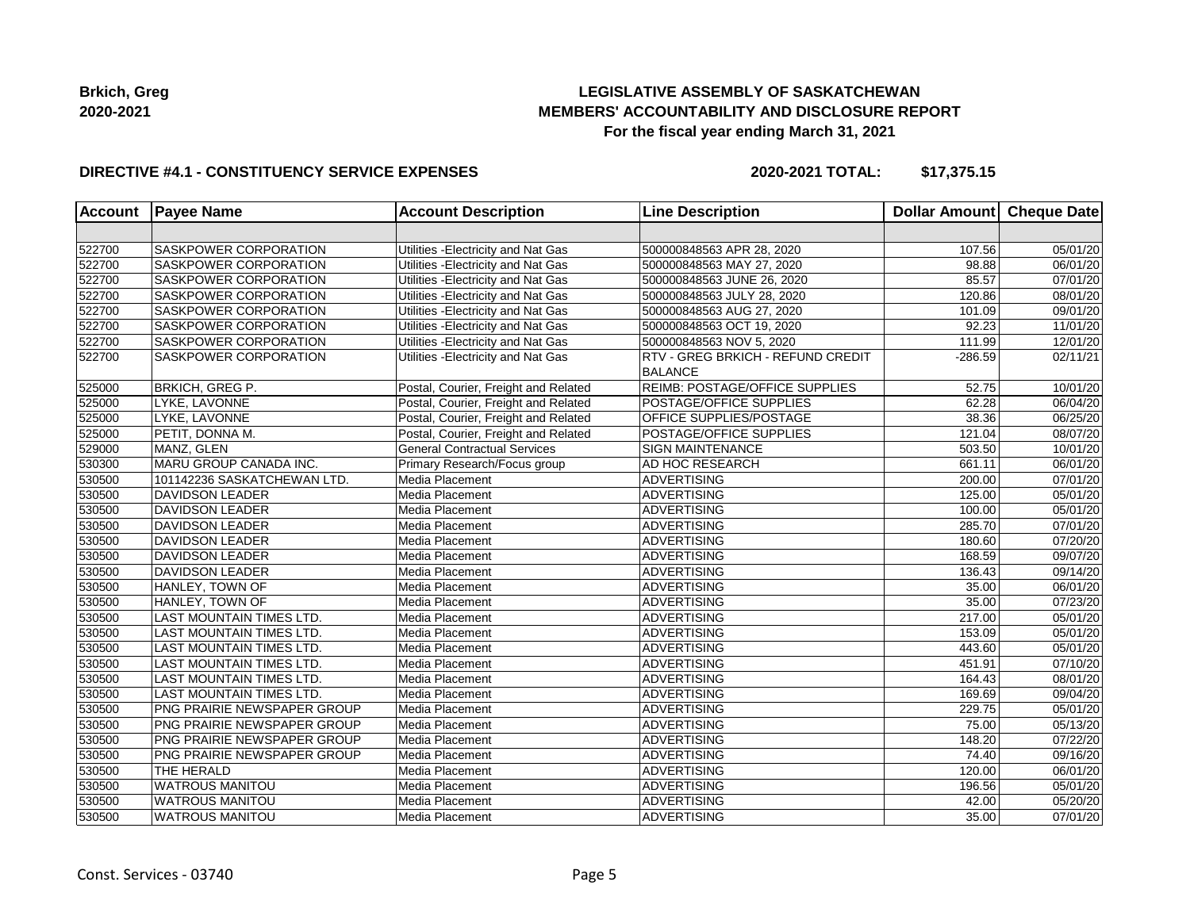**Brkich, Greg**
**2020-2021**

**LEGISLATIVE ASSEMBLY OF SASKATCHEWAN**
**MEMBERS' ACCOUNTABILITY AND DISCLOSURE REPORT**
**For the fiscal year ending March 31, 2021**

**DIRECTIVE #4.1 - CONSTITUENCY SERVICE EXPENSES** **2020-2021 TOTAL: $17,375.15**

| Account | Payee Name | Account Description | Line Description | Dollar Amount | Cheque Date |
|---|---|---|---|---|---|
| | | | | | |
| 522700 | SASKPOWER CORPORATION | Utilities -Electricity and Nat Gas | 500000848563 APR 28, 2020 | 107.56 | 05/01/20 |
| 522700 | SASKPOWER CORPORATION | Utilities -Electricity and Nat Gas | 500000848563 MAY 27, 2020 | 98.88 | 06/01/20 |
| 522700 | SASKPOWER CORPORATION | Utilities -Electricity and Nat Gas | 500000848563 JUNE 26, 2020 | 85.57 | 07/01/20 |
| 522700 | SASKPOWER CORPORATION | Utilities -Electricity and Nat Gas | 500000848563 JULY 28, 2020 | 120.86 | 08/01/20 |
| 522700 | SASKPOWER CORPORATION | Utilities -Electricity and Nat Gas | 500000848563 AUG 27, 2020 | 101.09 | 09/01/20 |
| 522700 | SASKPOWER CORPORATION | Utilities -Electricity and Nat Gas | 500000848563 OCT 19, 2020 | 92.23 | 11/01/20 |
| 522700 | SASKPOWER CORPORATION | Utilities -Electricity and Nat Gas | 500000848563 NOV 5, 2020 | 111.99 | 12/01/20 |
| 522700 | SASKPOWER CORPORATION | Utilities -Electricity and Nat Gas | RTV - GREG BRKICH - REFUND CREDIT BALANCE | -286.59 | 02/11/21 |
| 525000 | BRKICH, GREG P. | Postal, Courier, Freight and Related | REIMB: POSTAGE/OFFICE SUPPLIES | 52.75 | 10/01/20 |
| 525000 | LYKE, LAVONNE | Postal, Courier, Freight and Related | POSTAGE/OFFICE SUPPLIES | 62.28 | 06/04/20 |
| 525000 | LYKE, LAVONNE | Postal, Courier, Freight and Related | OFFICE SUPPLIES/POSTAGE | 38.36 | 06/25/20 |
| 525000 | PETIT, DONNA M. | Postal, Courier, Freight and Related | POSTAGE/OFFICE SUPPLIES | 121.04 | 08/07/20 |
| 529000 | MANZ, GLEN | General Contractual Services | SIGN MAINTENANCE | 503.50 | 10/01/20 |
| 530300 | MARU GROUP CANADA INC. | Primary Research/Focus group | AD HOC RESEARCH | 661.11 | 06/01/20 |
| 530500 | 101142236 SASKATCHEWAN LTD. | Media Placement | ADVERTISING | 200.00 | 07/01/20 |
| 530500 | DAVIDSON LEADER | Media Placement | ADVERTISING | 125.00 | 05/01/20 |
| 530500 | DAVIDSON LEADER | Media Placement | ADVERTISING | 100.00 | 05/01/20 |
| 530500 | DAVIDSON LEADER | Media Placement | ADVERTISING | 285.70 | 07/01/20 |
| 530500 | DAVIDSON LEADER | Media Placement | ADVERTISING | 180.60 | 07/20/20 |
| 530500 | DAVIDSON LEADER | Media Placement | ADVERTISING | 168.59 | 09/07/20 |
| 530500 | DAVIDSON LEADER | Media Placement | ADVERTISING | 136.43 | 09/14/20 |
| 530500 | HANLEY, TOWN OF | Media Placement | ADVERTISING | 35.00 | 06/01/20 |
| 530500 | HANLEY, TOWN OF | Media Placement | ADVERTISING | 35.00 | 07/23/20 |
| 530500 | LAST MOUNTAIN TIMES LTD. | Media Placement | ADVERTISING | 217.00 | 05/01/20 |
| 530500 | LAST MOUNTAIN TIMES LTD. | Media Placement | ADVERTISING | 153.09 | 05/01/20 |
| 530500 | LAST MOUNTAIN TIMES LTD. | Media Placement | ADVERTISING | 443.60 | 05/01/20 |
| 530500 | LAST MOUNTAIN TIMES LTD. | Media Placement | ADVERTISING | 451.91 | 07/10/20 |
| 530500 | LAST MOUNTAIN TIMES LTD. | Media Placement | ADVERTISING | 164.43 | 08/01/20 |
| 530500 | LAST MOUNTAIN TIMES LTD. | Media Placement | ADVERTISING | 169.69 | 09/04/20 |
| 530500 | PNG PRAIRIE NEWSPAPER GROUP | Media Placement | ADVERTISING | 229.75 | 05/01/20 |
| 530500 | PNG PRAIRIE NEWSPAPER GROUP | Media Placement | ADVERTISING | 75.00 | 05/13/20 |
| 530500 | PNG PRAIRIE NEWSPAPER GROUP | Media Placement | ADVERTISING | 148.20 | 07/22/20 |
| 530500 | PNG PRAIRIE NEWSPAPER GROUP | Media Placement | ADVERTISING | 74.40 | 09/16/20 |
| 530500 | THE HERALD | Media Placement | ADVERTISING | 120.00 | 06/01/20 |
| 530500 | WATROUS MANITOU | Media Placement | ADVERTISING | 196.56 | 05/01/20 |
| 530500 | WATROUS MANITOU | Media Placement | ADVERTISING | 42.00 | 05/20/20 |
| 530500 | WATROUS MANITOU | Media Placement | ADVERTISING | 35.00 | 07/01/20 |

Const. Services - 03740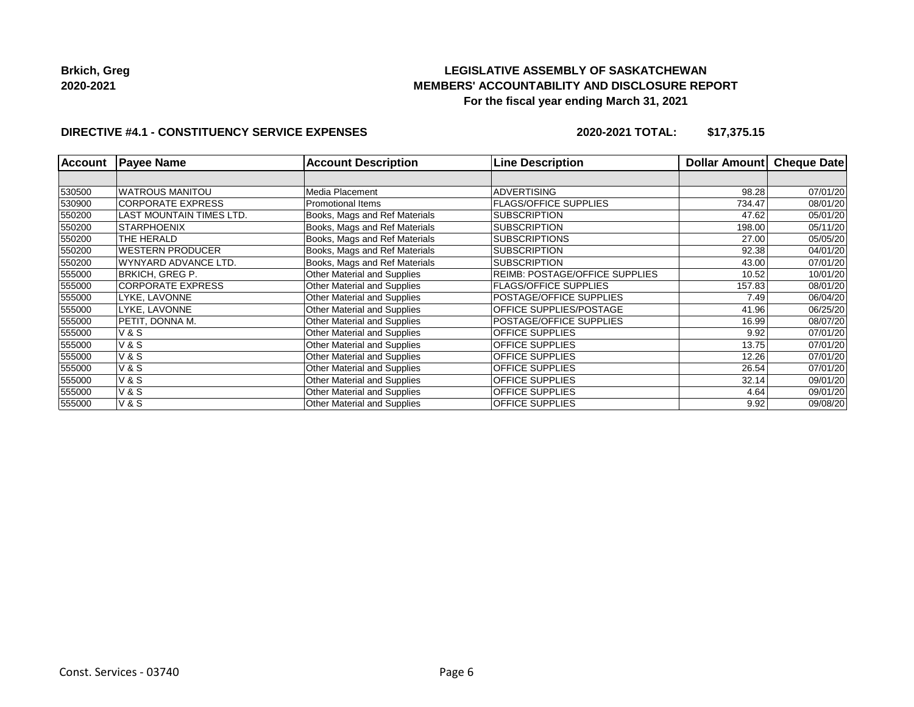**Brkich, Greg**
**2020-2021**

# LEGISLATIVE ASSEMBLY OF SASKATCHEWAN
## MEMBERS' ACCOUNTABILITY AND DISCLOSURE REPORT
### For the fiscal year ending March 31, 2021

**DIRECTIVE #4.1 - CONSTITUENCY SERVICE EXPENSES** **2020-2021 TOTAL: $17,375.15**

| Account | Payee Name | Account Description | Line Description | Dollar Amount | Cheque Date |
|---|---|---|---|---|---|
| | | | | | |
| 530500 | WATROUS MANITOU | Media Placement | ADVERTISING | 98.28 | 07/01/20 |
| 530900 | CORPORATE EXPRESS | Promotional Items | FLAGS/OFFICE SUPPLIES | 734.47 | 08/01/20 |
| 550200 | LAST MOUNTAIN TIMES LTD. | Books, Mags and Ref Materials | SUBSCRIPTION | 47.62 | 05/01/20 |
| 550200 | STARPHOENIX | Books, Mags and Ref Materials | SUBSCRIPTION | 198.00 | 05/11/20 |
| 550200 | THE HERALD | Books, Mags and Ref Materials | SUBSCRIPTIONS | 27.00 | 05/05/20 |
| 550200 | WESTERN PRODUCER | Books, Mags and Ref Materials | SUBSCRIPTION | 92.38 | 04/01/20 |
| 550200 | WYNYARD ADVANCE LTD. | Books, Mags and Ref Materials | SUBSCRIPTION | 43.00 | 07/01/20 |
| 555000 | BRKICH, GREG P. | Other Material and Supplies | REIMB: POSTAGE/OFFICE SUPPLIES | 10.52 | 10/01/20 |
| 555000 | CORPORATE EXPRESS | Other Material and Supplies | FLAGS/OFFICE SUPPLIES | 157.83 | 08/01/20 |
| 555000 | LYKE, LAVONNE | Other Material and Supplies | POSTAGE/OFFICE SUPPLIES | 7.49 | 06/04/20 |
| 555000 | LYKE, LAVONNE | Other Material and Supplies | OFFICE SUPPLIES/POSTAGE | 41.96 | 06/25/20 |
| 555000 | PETIT, DONNA M. | Other Material and Supplies | POSTAGE/OFFICE SUPPLIES | 16.99 | 08/07/20 |
| 555000 | V & S | Other Material and Supplies | OFFICE SUPPLIES | 9.92 | 07/01/20 |
| 555000 | V & S | Other Material and Supplies | OFFICE SUPPLIES | 13.75 | 07/01/20 |
| 555000 | V & S | Other Material and Supplies | OFFICE SUPPLIES | 12.26 | 07/01/20 |
| 555000 | V & S | Other Material and Supplies | OFFICE SUPPLIES | 26.54 | 07/01/20 |
| 555000 | V & S | Other Material and Supplies | OFFICE SUPPLIES | 32.14 | 09/01/20 |
| 555000 | V & S | Other Material and Supplies | OFFICE SUPPLIES | 4.64 | 09/01/20 |
| 555000 | V & S | Other Material and Supplies | OFFICE SUPPLIES | 9.92 | 09/08/20 |

Const. Services - 03740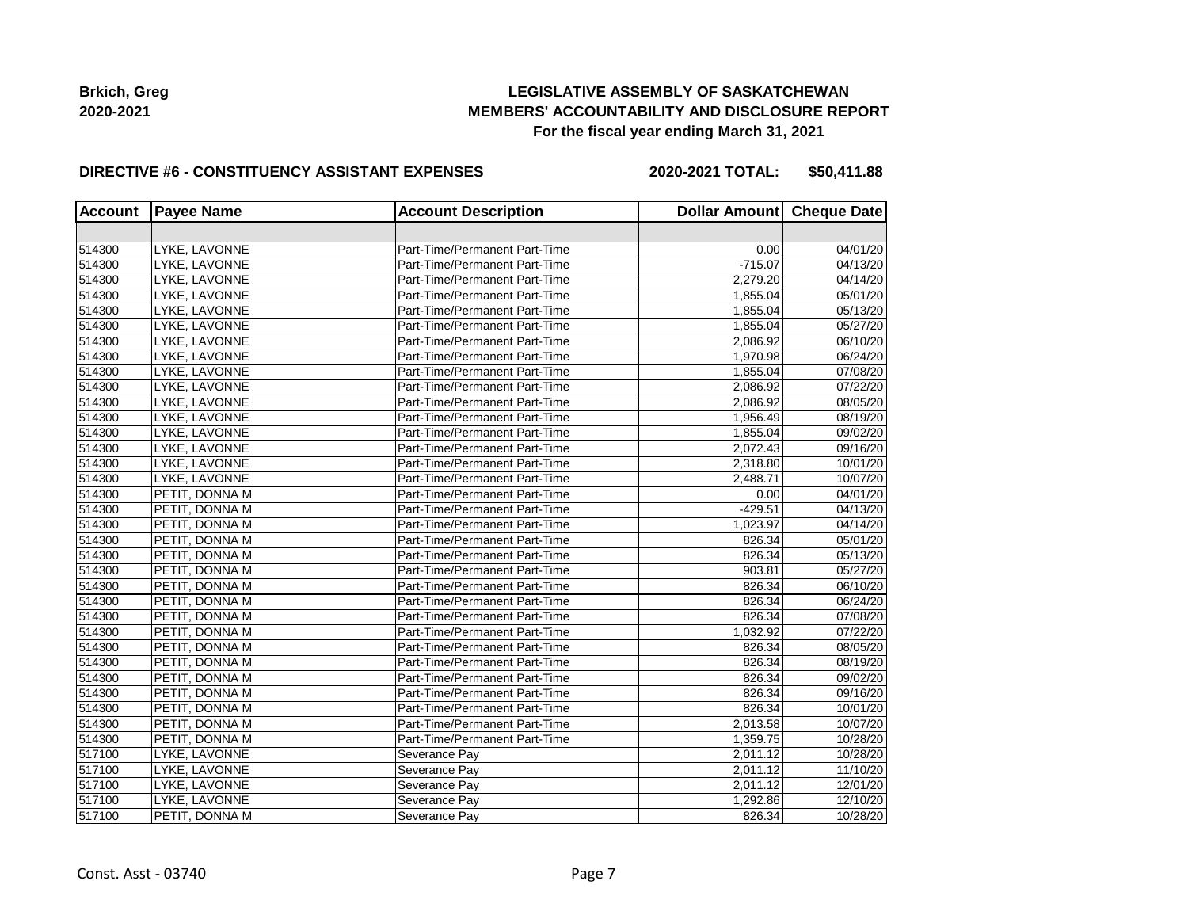**Brkich, Greg**
**2020-2021**

**LEGISLATIVE ASSEMBLY OF SASKATCHEWAN**
**MEMBERS' ACCOUNTABILITY AND DISCLOSURE REPORT**
**For the fiscal year ending March 31, 2021**

**DIRECTIVE #6 - CONSTITUENCY ASSISTANT EXPENSES** **2020-2021 TOTAL: $50,411.88**

| Account | Payee Name | Account Description | Dollar Amount | Cheque Date |
|---|---|---|---|---|
| | | | | |
| 514300 | LYKE, LAVONNE | Part-Time/Permanent Part-Time | 0.00 | 04/01/20 |
| 514300 | LYKE, LAVONNE | Part-Time/Permanent Part-Time | -715.07 | 04/13/20 |
| 514300 | LYKE, LAVONNE | Part-Time/Permanent Part-Time | 2,279.20 | 04/14/20 |
| 514300 | LYKE, LAVONNE | Part-Time/Permanent Part-Time | 1,855.04 | 05/01/20 |
| 514300 | LYKE, LAVONNE | Part-Time/Permanent Part-Time | 1,855.04 | 05/13/20 |
| 514300 | LYKE, LAVONNE | Part-Time/Permanent Part-Time | 1,855.04 | 05/27/20 |
| 514300 | LYKE, LAVONNE | Part-Time/Permanent Part-Time | 2,086.92 | 06/10/20 |
| 514300 | LYKE, LAVONNE | Part-Time/Permanent Part-Time | 1,970.98 | 06/24/20 |
| 514300 | LYKE, LAVONNE | Part-Time/Permanent Part-Time | 1,855.04 | 07/08/20 |
| 514300 | LYKE, LAVONNE | Part-Time/Permanent Part-Time | 2,086.92 | 07/22/20 |
| 514300 | LYKE, LAVONNE | Part-Time/Permanent Part-Time | 2,086.92 | 08/05/20 |
| 514300 | LYKE, LAVONNE | Part-Time/Permanent Part-Time | 1,956.49 | 08/19/20 |
| 514300 | LYKE, LAVONNE | Part-Time/Permanent Part-Time | 1,855.04 | 09/02/20 |
| 514300 | LYKE, LAVONNE | Part-Time/Permanent Part-Time | 2,072.43 | 09/16/20 |
| 514300 | LYKE, LAVONNE | Part-Time/Permanent Part-Time | 2,318.80 | 10/01/20 |
| 514300 | LYKE, LAVONNE | Part-Time/Permanent Part-Time | 2,488.71 | 10/07/20 |
| 514300 | PETIT, DONNA M | Part-Time/Permanent Part-Time | 0.00 | 04/01/20 |
| 514300 | PETIT, DONNA M | Part-Time/Permanent Part-Time | -429.51 | 04/13/20 |
| 514300 | PETIT, DONNA M | Part-Time/Permanent Part-Time | 1,023.97 | 04/14/20 |
| 514300 | PETIT, DONNA M | Part-Time/Permanent Part-Time | 826.34 | 05/01/20 |
| 514300 | PETIT, DONNA M | Part-Time/Permanent Part-Time | 826.34 | 05/13/20 |
| 514300 | PETIT, DONNA M | Part-Time/Permanent Part-Time | 903.81 | 05/27/20 |
| 514300 | PETIT, DONNA M | Part-Time/Permanent Part-Time | 826.34 | 06/10/20 |
| 514300 | PETIT, DONNA M | Part-Time/Permanent Part-Time | 826.34 | 06/24/20 |
| 514300 | PETIT, DONNA M | Part-Time/Permanent Part-Time | 826.34 | 07/08/20 |
| 514300 | PETIT, DONNA M | Part-Time/Permanent Part-Time | 1,032.92 | 07/22/20 |
| 514300 | PETIT, DONNA M | Part-Time/Permanent Part-Time | 826.34 | 08/05/20 |
| 514300 | PETIT, DONNA M | Part-Time/Permanent Part-Time | 826.34 | 08/19/20 |
| 514300 | PETIT, DONNA M | Part-Time/Permanent Part-Time | 826.34 | 09/02/20 |
| 514300 | PETIT, DONNA M | Part-Time/Permanent Part-Time | 826.34 | 09/16/20 |
| 514300 | PETIT, DONNA M | Part-Time/Permanent Part-Time | 826.34 | 10/01/20 |
| 514300 | PETIT, DONNA M | Part-Time/Permanent Part-Time | 2,013.58 | 10/07/20 |
| 514300 | PETIT, DONNA M | Part-Time/Permanent Part-Time | 1,359.75 | 10/28/20 |
| 517100 | LYKE, LAVONNE | Severance Pay | 2,011.12 | 10/28/20 |
| 517100 | LYKE, LAVONNE | Severance Pay | 2,011.12 | 11/10/20 |
| 517100 | LYKE, LAVONNE | Severance Pay | 2,011.12 | 12/01/20 |
| 517100 | LYKE, LAVONNE | Severance Pay | 1,292.86 | 12/10/20 |
| 517100 | PETIT, DONNA M | Severance Pay | 826.34 | 10/28/20 |

Const. Asst - 03740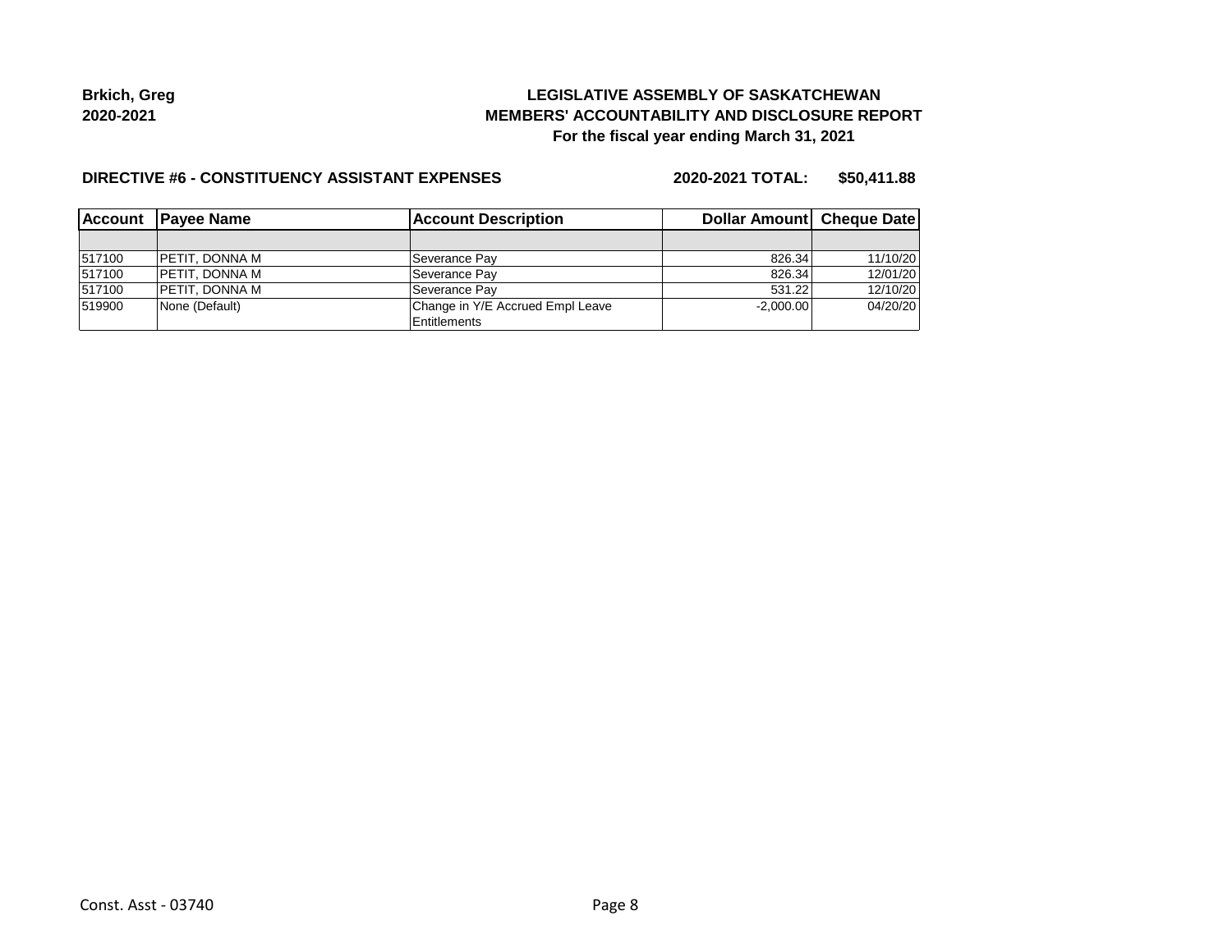**Brkich, Greg**
**2020-2021**

**LEGISLATIVE ASSEMBLY OF SASKATCHEWAN**
**MEMBERS' ACCOUNTABILITY AND DISCLOSURE REPORT**
**For the fiscal year ending March 31, 2021**

**DIRECTIVE #6 - CONSTITUENCY ASSISTANT EXPENSES** **2020-2021 TOTAL: $50,411.88**

| Account | Payee Name | Account Description | Dollar Amount | Cheque Date |
|---|---|---|---|---|
| | | | | |
| 517100 | PETIT, DONNA M | Severance Pay | 826.34 | 11/10/20 |
| 517100 | PETIT, DONNA M | Severance Pay | 826.34 | 12/01/20 |
| 517100 | PETIT, DONNA M | Severance Pay | 531.22 | 12/10/20 |
| 519900 | None (Default) | Change in Y/E Accrued Empl Leave Entitlements | -2,000.00 | 04/20/20 |

Const. Asst - 03740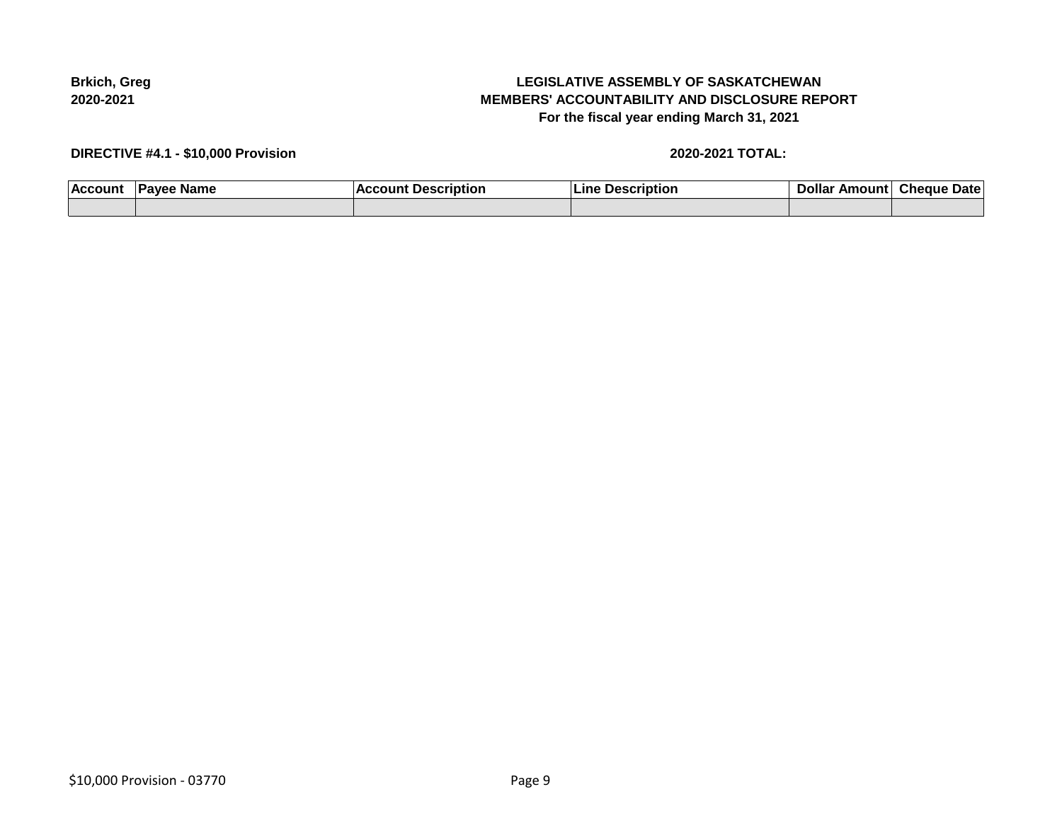**Brkich, Greg**
**2020-2021**

**LEGISLATIVE ASSEMBLY OF SASKATCHEWAN**
**MEMBERS' ACCOUNTABILITY AND DISCLOSURE REPORT**
**For the fiscal year ending March 31, 2021**

**DIRECTIVE #4.1 - $10,000 Provision**

**2020-2021 TOTAL:**

| Account | Payee Name | Account Description | Line Description | Dollar Amount | Cheque Date |
|---|---|---|---|---|---|
| | | | | | |

$10,000 Provision - 03770